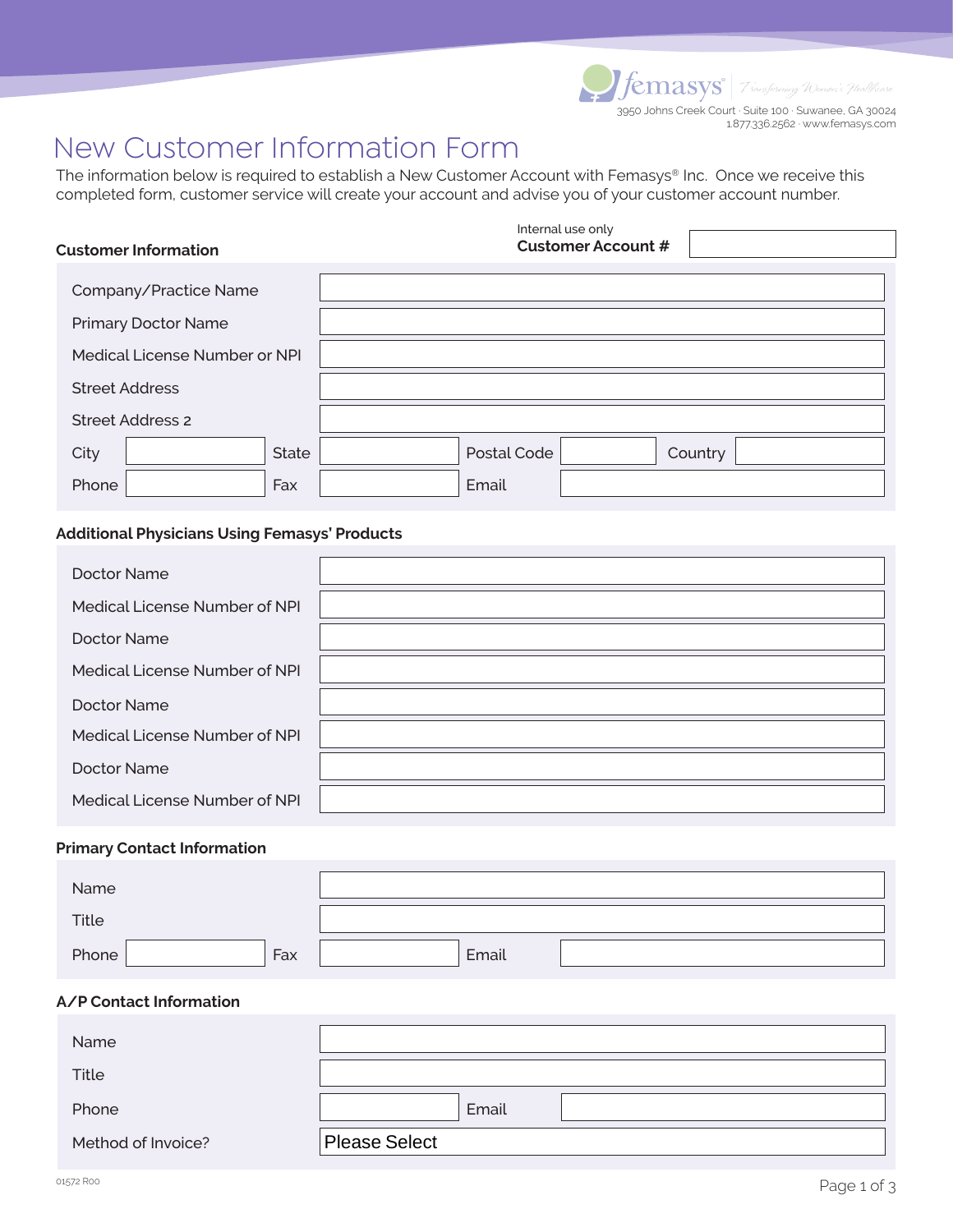femasys® Transforming Women's Healthcare

3950 Johns Creek Court · Suite 100 · Suwanee, GA 30024
1.877.336.2562 · www.femasys.com

# New Customer Information Form

The information below is required to establish a New Customer Account with Femasys® Inc. Once we receive this completed form, customer service will create your account and advise you of your customer account number.

Internal use only
**Customer Account #** \_\_\_\_\_\_\_\_\_\_

### Customer Information

| | | | |
|---|---|---|---|
| Company/Practice Name | | | |
| Primary Doctor Name | | | |
| Medical License Number or NPI | | | |
| Street Address | | | |
| Street Address 2 | | | |
| City | State | Postal Code | Country |
| Phone | Fax | Email | |

### Additional Physicians Using Femasys' Products

| | |
|---|---|
| Doctor Name | |
| Medical License Number of NPI | |
| Doctor Name | |
| Medical License Number of NPI | |
| Doctor Name | |
| Medical License Number of NPI | |
| Doctor Name | |
| Medical License Number of NPI | |

### Primary Contact Information

| | | |
|---|---|---|
| Name | | |
| Title | | |
| Phone | Fax | Email |

### A/P Contact Information

| | |
|---|---|
| Name | |
| Title | |
| Phone | Email |
| Method of Invoice? | Please Select |

01572 R00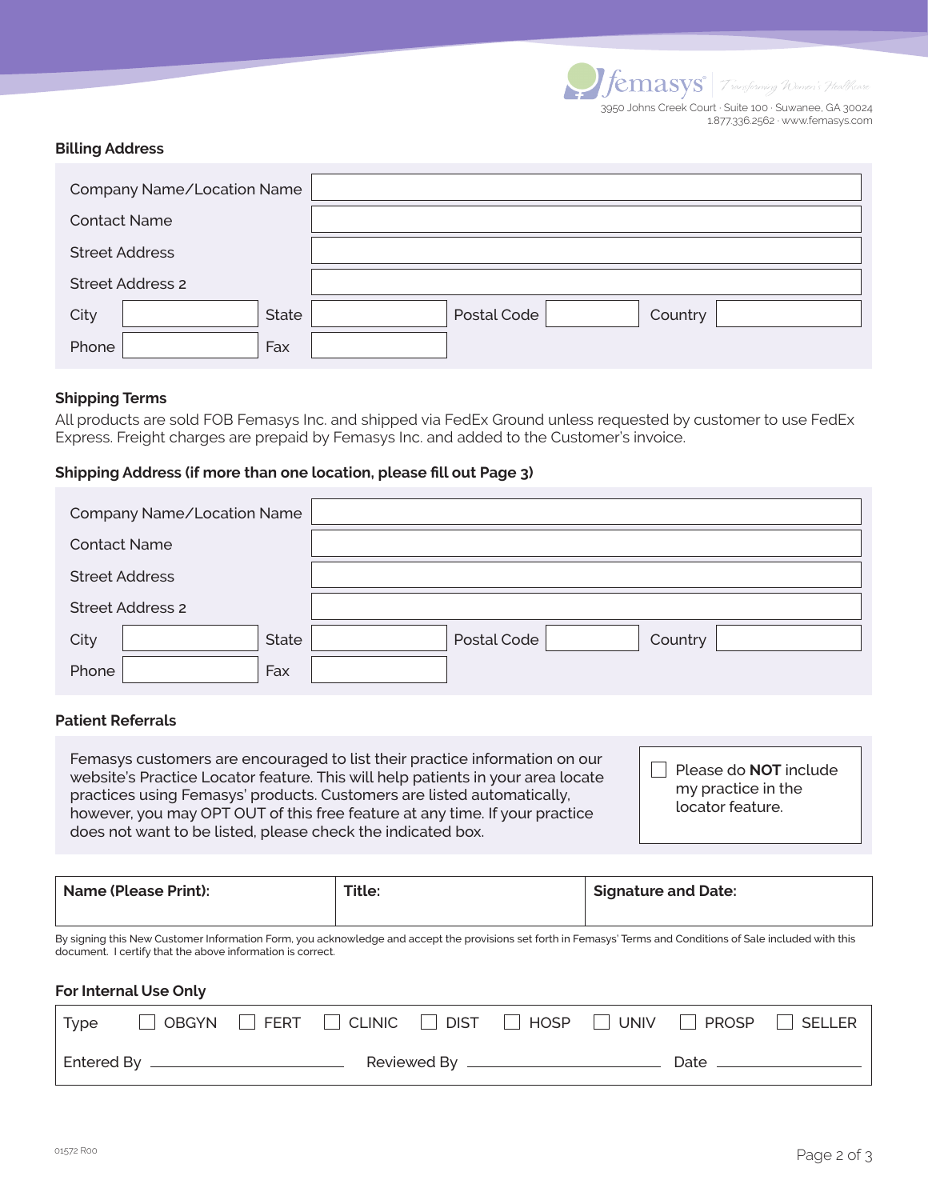femasys® | Transforming Women's Healthcare

3950 Johns Creek Court · Suite 100 · Suwanee, GA 30024
1.877.336.2562 · www.femasys.com

**Billing Address**

| | | | | | | | |
|---|---|---|---|---|---|---|---|
| Company Name/Location Name | | | | | | | |
| Contact Name | | | | | | | |
| Street Address | | | | | | | |
| Street Address 2 | | | | | | | |
| City | | State | | Postal Code | | Country | |
| Phone | | Fax | | | | | |

**Shipping Terms**

All products are sold FOB Femasys Inc. and shipped via FedEx Ground unless requested by customer to use FedEx Express. Freight charges are prepaid by Femasys Inc. and added to the Customer's invoice.

**Shipping Address (if more than one location, please fill out Page 3)**

| | | | | | | | |
|---|---|---|---|---|---|---|---|
| Company Name/Location Name | | | | | | | |
| Contact Name | | | | | | | |
| Street Address | | | | | | | |
| Street Address 2 | | | | | | | |
| City | | State | | Postal Code | | Country | |
| Phone | | Fax | | | | | |

**Patient Referrals**

Femasys customers are encouraged to list their practice information on our website's Practice Locator feature. This will help patients in your area locate practices using Femasys' products. Customers are listed automatically, however, you may OPT OUT of this free feature at any time. If your practice does not want to be listed, please check the indicated box.

☐ Please do **NOT** include my practice in the locator feature.

| **Name (Please Print):** | **Title:** | **Signature and Date:** |
|---|---|---|
| | | |

By signing this New Customer Information Form, you acknowledge and accept the provisions set forth in Femasys' Terms and Conditions of Sale included with this document. I certify that the above information is correct.

**For Internal Use Only**

Type ☐ OBGYN ☐ FERT ☐ CLINIC ☐ DIST ☐ HOSP ☐ UNIV ☐ PROSP ☐ SELLER

Entered By ____________ Reviewed By ____________ Date ____________

01572 R00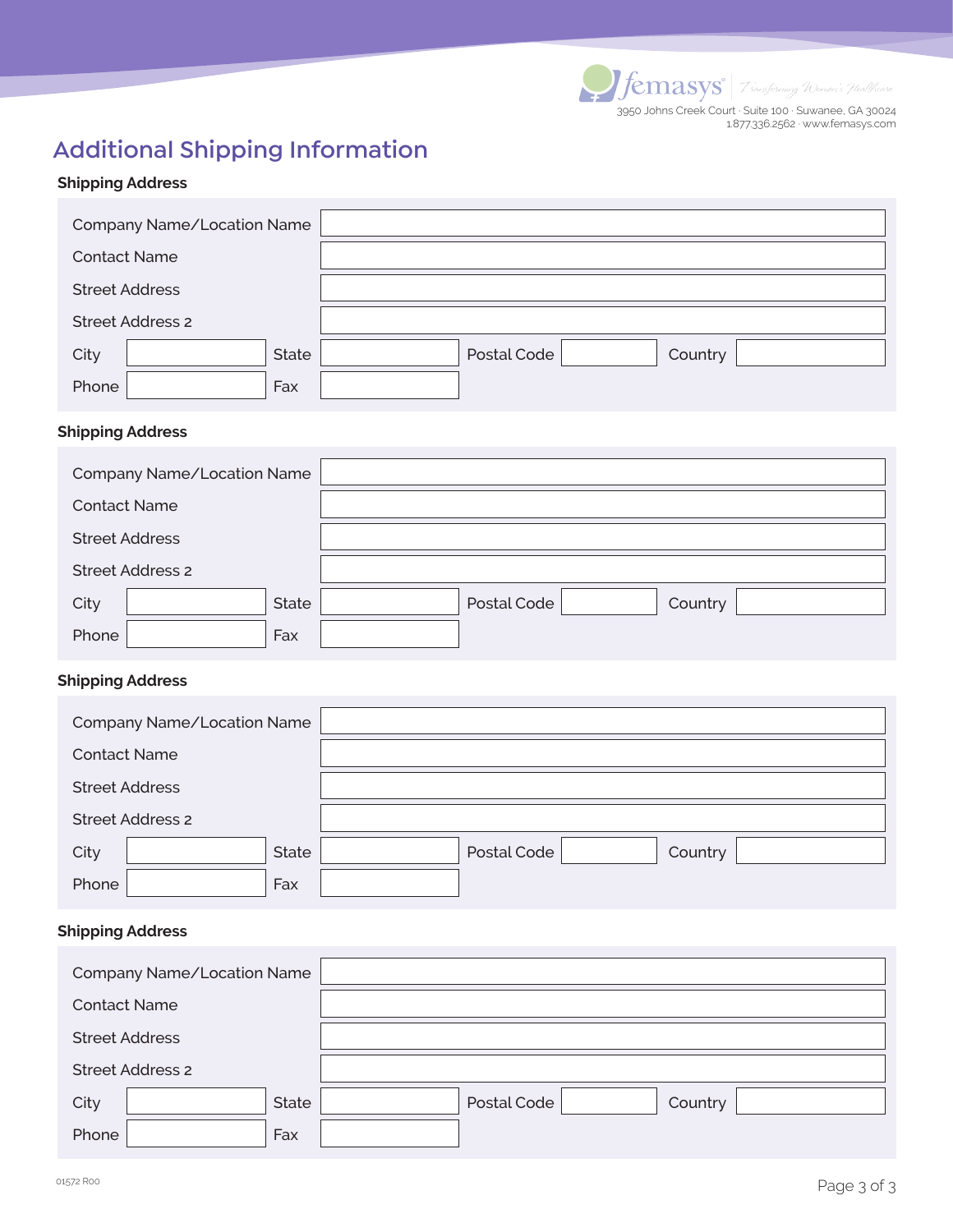femasys® Transforming Women's Healthcare
3950 Johns Creek Court · Suite 100 · Suwanee, GA 30024
1.877.336.2562 · www.femasys.com

# Additional Shipping Information

**Shipping Address**

| | | | | | |
|---|---|---|---|---|---|
| Company Name/Location Name | | | | | |
| Contact Name | | | | | |
| Street Address | | | | | |
| Street Address 2 | | | | | |
| City | | State | | Postal Code | | Country | |
| Phone | | Fax | | | |

**Shipping Address**

| | | | | | |
|---|---|---|---|---|---|
| Company Name/Location Name | | | | | |
| Contact Name | | | | | |
| Street Address | | | | | |
| Street Address 2 | | | | | |
| City | | State | | Postal Code | | Country | |
| Phone | | Fax | | | |

**Shipping Address**

| | | | | | |
|---|---|---|---|---|---|
| Company Name/Location Name | | | | | |
| Contact Name | | | | | |
| Street Address | | | | | |
| Street Address 2 | | | | | |
| City | | State | | Postal Code | | Country | |
| Phone | | Fax | | | |

**Shipping Address**

| | | | | | |
|---|---|---|---|---|---|
| Company Name/Location Name | | | | | |
| Contact Name | | | | | |
| Street Address | | | | | |
| Street Address 2 | | | | | |
| City | | State | | Postal Code | | Country | |
| Phone | | Fax | | | |

01572 R00